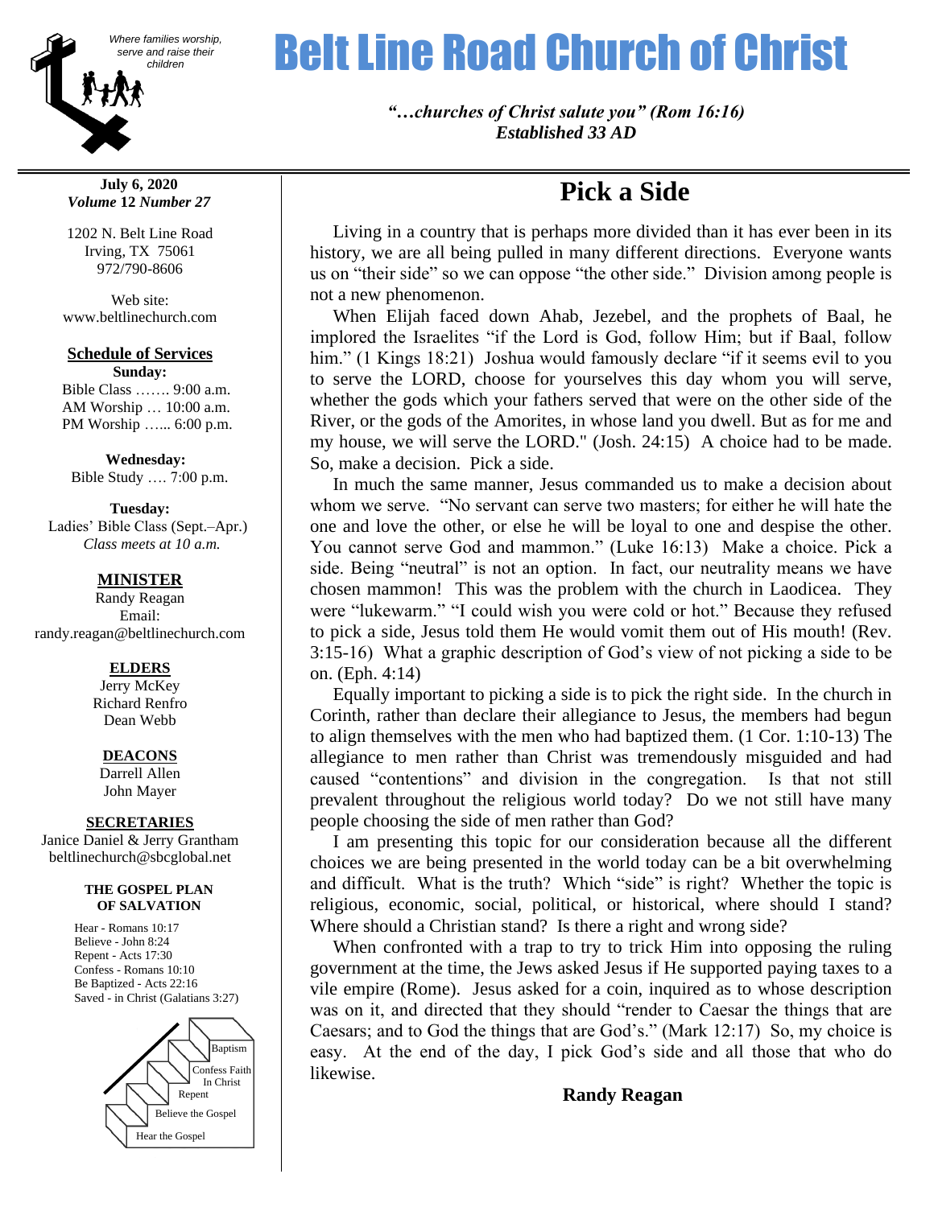*Where families worship, serve and raise their children*

# Belt Line Road Church of Christ

***"…churches of Christ salute you" (Rom 16:16)***
***Established 33 AD***

**July 6, 2020**
***Volume* 12 *Number 27***

1202 N. Belt Line Road
Irving, TX 75061
972/790-8606

Web site:
www.beltlinechurch.com

**Schedule of Services**

**Sunday:**
Bible Class ……. 9:00 a.m.
AM Worship … 10:00 a.m.
PM Worship …... 6:00 p.m.

**Wednesday:**
Bible Study …. 7:00 p.m.

**Tuesday:**
Ladies' Bible Class (Sept.–Apr.)
*Class meets at 10 a.m.*

**MINISTER**
Randy Reagan
Email:
randy.reagan@beltlinechurch.com

**ELDERS**
Jerry McKey
Richard Renfro
Dean Webb

**DEACONS**
Darrell Allen
John Mayer

**SECRETARIES**
Janice Daniel & Jerry Grantham
beltlinechurch@sbcglobal.net

**THE GOSPEL PLAN OF SALVATION**

Hear - Romans 10:17
Believe - John 8:24
Repent - Acts 17:30
Confess - Romans 10:10
Be Baptized - Acts 22:16
Saved - in Christ (Galatians 3:27)

Baptism
Confess Faith In Christ
Repent
Believe the Gospel
Hear the Gospel

## Pick a Side

Living in a country that is perhaps more divided than it has ever been in its history, we are all being pulled in many different directions. Everyone wants us on "their side" so we can oppose "the other side." Division among people is not a new phenomenon.

When Elijah faced down Ahab, Jezebel, and the prophets of Baal, he implored the Israelites "if the Lord is God, follow Him; but if Baal, follow him." (1 Kings 18:21) Joshua would famously declare "if it seems evil to you to serve the LORD, choose for yourselves this day whom you will serve, whether the gods which your fathers served that were on the other side of the River, or the gods of the Amorites, in whose land you dwell. But as for me and my house, we will serve the LORD." (Josh. 24:15) A choice had to be made. So, make a decision. Pick a side.

In much the same manner, Jesus commanded us to make a decision about whom we serve. "No servant can serve two masters; for either he will hate the one and love the other, or else he will be loyal to one and despise the other. You cannot serve God and mammon." (Luke 16:13) Make a choice. Pick a side. Being "neutral" is not an option. In fact, our neutrality means we have chosen mammon! This was the problem with the church in Laodicea. They were "lukewarm." "I could wish you were cold or hot." Because they refused to pick a side, Jesus told them He would vomit them out of His mouth! (Rev. 3:15-16) What a graphic description of God's view of not picking a side to be on. (Eph. 4:14)

Equally important to picking a side is to pick the right side. In the church in Corinth, rather than declare their allegiance to Jesus, the members had begun to align themselves with the men who had baptized them. (1 Cor. 1:10-13) The allegiance to men rather than Christ was tremendously misguided and had caused "contentions" and division in the congregation. Is that not still prevalent throughout the religious world today? Do we not still have many people choosing the side of men rather than God?

I am presenting this topic for our consideration because all the different choices we are being presented in the world today can be a bit overwhelming and difficult. What is the truth? Which "side" is right? Whether the topic is religious, economic, social, political, or historical, where should I stand? Where should a Christian stand? Is there a right and wrong side?

When confronted with a trap to try to trick Him into opposing the ruling government at the time, the Jews asked Jesus if He supported paying taxes to a vile empire (Rome). Jesus asked for a coin, inquired as to whose description was on it, and directed that they should "render to Caesar the things that are Caesars; and to God the things that are God's." (Mark 12:17) So, my choice is easy. At the end of the day, I pick God's side and all those that who do likewise.

**Randy Reagan**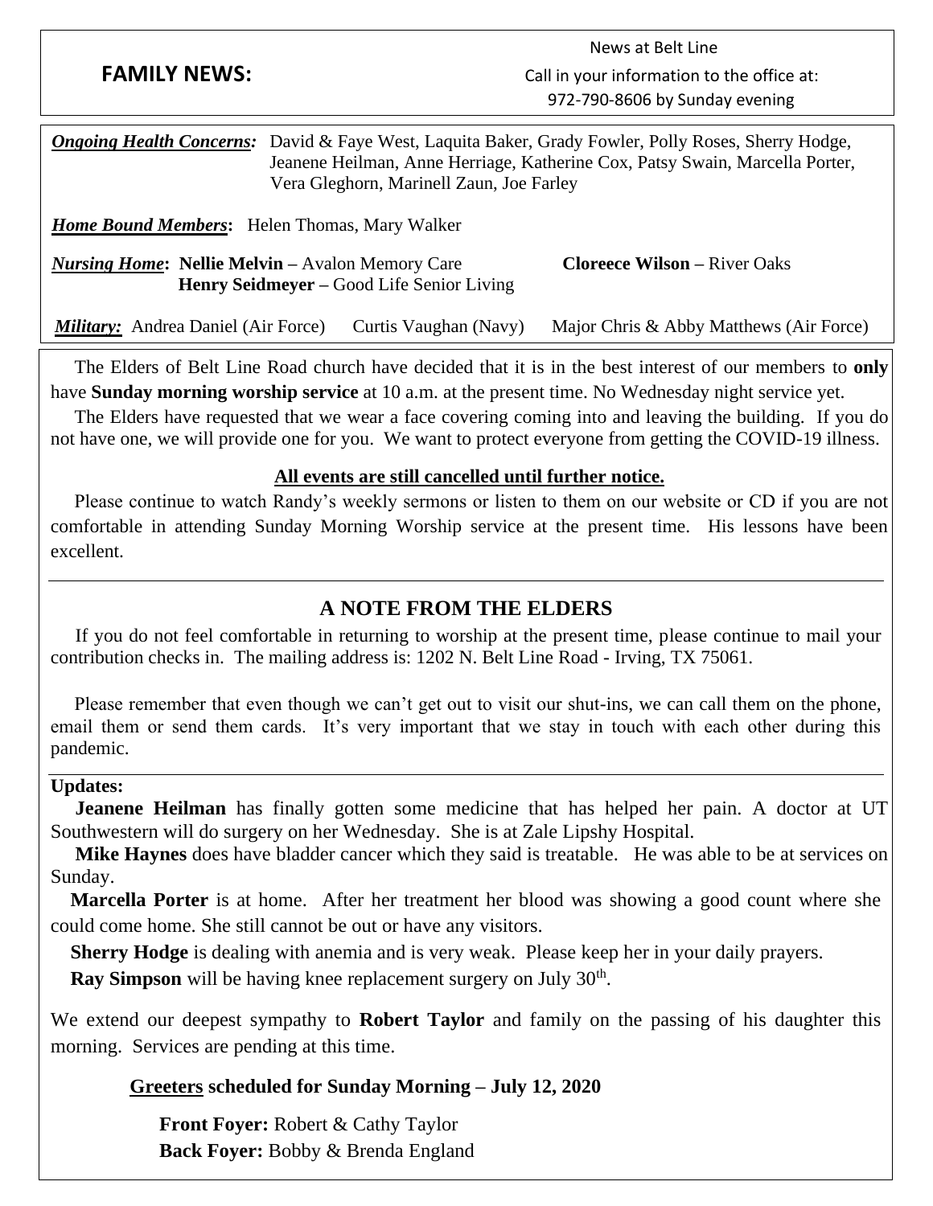## FAMILY NEWS:

News at Belt Line
Call in your information to the office at:
972-790-8606 by Sunday evening

***Ongoing Health Concerns:*** David & Faye West, Laquita Baker, Grady Fowler, Polly Roses, Sherry Hodge, Jeanene Heilman, Anne Herriage, Katherine Cox, Patsy Swain, Marcella Porter, Vera Gleghorn, Marinell Zaun, Joe Farley

***Home Bound Members*:** Helen Thomas, Mary Walker

***Nursing Home*:** **Nellie Melvin –** Avalon Memory Care **Cloreece Wilson –** River Oaks
**Henry Seidmeyer –** Good Life Senior Living

***Military:*** Andrea Daniel (Air Force) Curtis Vaughan (Navy) Major Chris & Abby Matthews (Air Force)

The Elders of Belt Line Road church have decided that it is in the best interest of our members to **only** have **Sunday morning worship service** at 10 a.m. at the present time. No Wednesday night service yet.

The Elders have requested that we wear a face covering coming into and leaving the building. If you do not have one, we will provide one for you. We want to protect everyone from getting the COVID-19 illness.

**All events are still cancelled until further notice.**

Please continue to watch Randy's weekly sermons or listen to them on our website or CD if you are not comfortable in attending Sunday Morning Worship service at the present time. His lessons have been excellent.

---

## A NOTE FROM THE ELDERS

If you do not feel comfortable in returning to worship at the present time, please continue to mail your contribution checks in. The mailing address is: 1202 N. Belt Line Road - Irving, TX 75061.

Please remember that even though we can't get out to visit our shut-ins, we can call them on the phone, email them or send them cards. It's very important that we stay in touch with each other during this pandemic.

---

**Updates:**

**Jeanene Heilman** has finally gotten some medicine that has helped her pain. A doctor at UT Southwestern will do surgery on her Wednesday. She is at Zale Lipshy Hospital.

**Mike Haynes** does have bladder cancer which they said is treatable. He was able to be at services on Sunday.

**Marcella Porter** is at home. After her treatment her blood was showing a good count where she could come home. She still cannot be out or have any visitors.

**Sherry Hodge** is dealing with anemia and is very weak. Please keep her in your daily prayers.

**Ray Simpson** will be having knee replacement surgery on July 30th.

We extend our deepest sympathy to **Robert Taylor** and family on the passing of his daughter this morning. Services are pending at this time.

**Greeters scheduled for Sunday Morning – July 12, 2020**

**Front Foyer:** Robert & Cathy Taylor
**Back Foyer:** Bobby & Brenda England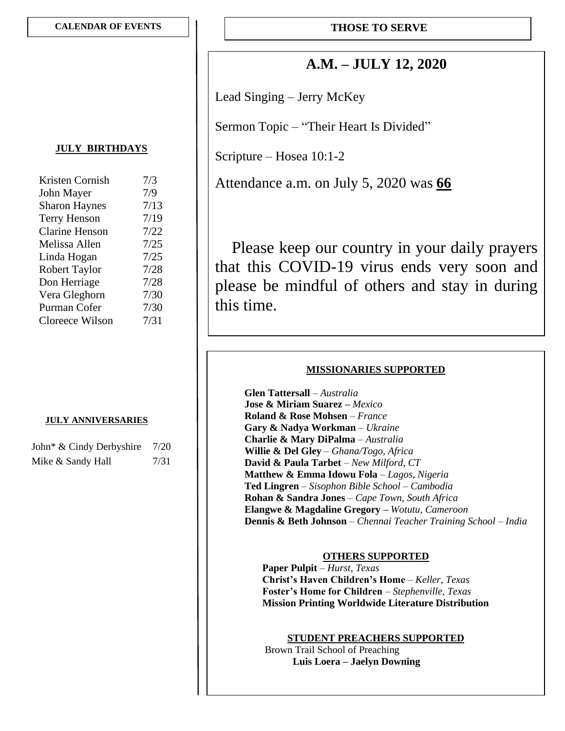## CALENDAR OF EVENTS

### JULY BIRTHDAYS

| | |
|---|---|
| Kristen Cornish | 7/3 |
| John Mayer | 7/9 |
| Sharon Haynes | 7/13 |
| Terry Henson | 7/19 |
| Clarine Henson | 7/22 |
| Melissa Allen | 7/25 |
| Linda Hogan | 7/25 |
| Robert Taylor | 7/28 |
| Don Herriage | 7/28 |
| Vera Gleghorn | 7/30 |
| Purman Cofer | 7/30 |
| Cloreece Wilson | 7/31 |

### JULY ANNIVERSARIES

| | |
|---|---|
| John* & Cindy Derbyshire | 7/20 |
| Mike & Sandy Hall | 7/31 |

## THOSE TO SERVE

### A.M. – JULY 12, 2020

Lead Singing – Jerry McKey

Sermon Topic – "Their Heart Is Divided"

Scripture – Hosea 10:1-2

Attendance a.m. on July 5, 2020 was **66**

Please keep our country in your daily prayers that this COVID-19 virus ends very soon and please be mindful of others and stay in during this time.

### MISSIONARIES SUPPORTED

**Glen Tattersall** – *Australia*
**Jose & Miriam Suarez –** *Mexico*
**Roland & Rose Mohsen** – *France*
**Gary & Nadya Workman** – *Ukraine*
**Charlie & Mary DiPalma** – *Australia*
**Willie & Del Gley** – *Ghana/Togo, Africa*
**David & Paula Tarbet** – *New Milford, CT*
**Matthew & Emma Idowu Fola** – *Lagos, Nigeria*
**Ted Lingren** – *Sisophon Bible School – Cambodia*
**Rohan & Sandra Jones** – *Cape Town, South Africa*
**Elangwe & Magdaline Gregory –** *Wotutu, Cameroon*
**Dennis & Beth Johnson** – *Chennai Teacher Training School – India*

### OTHERS SUPPORTED

**Paper Pulpit** – *Hurst, Texas*
**Christ's Haven Children's Home** – *Keller, Texas*
**Foster's Home for Children** – *Stephenville, Texas*
**Mission Printing Worldwide Literature Distribution**

### STUDENT PREACHERS SUPPORTED

Brown Trail School of Preaching
**Luis Loera – Jaelyn Downing**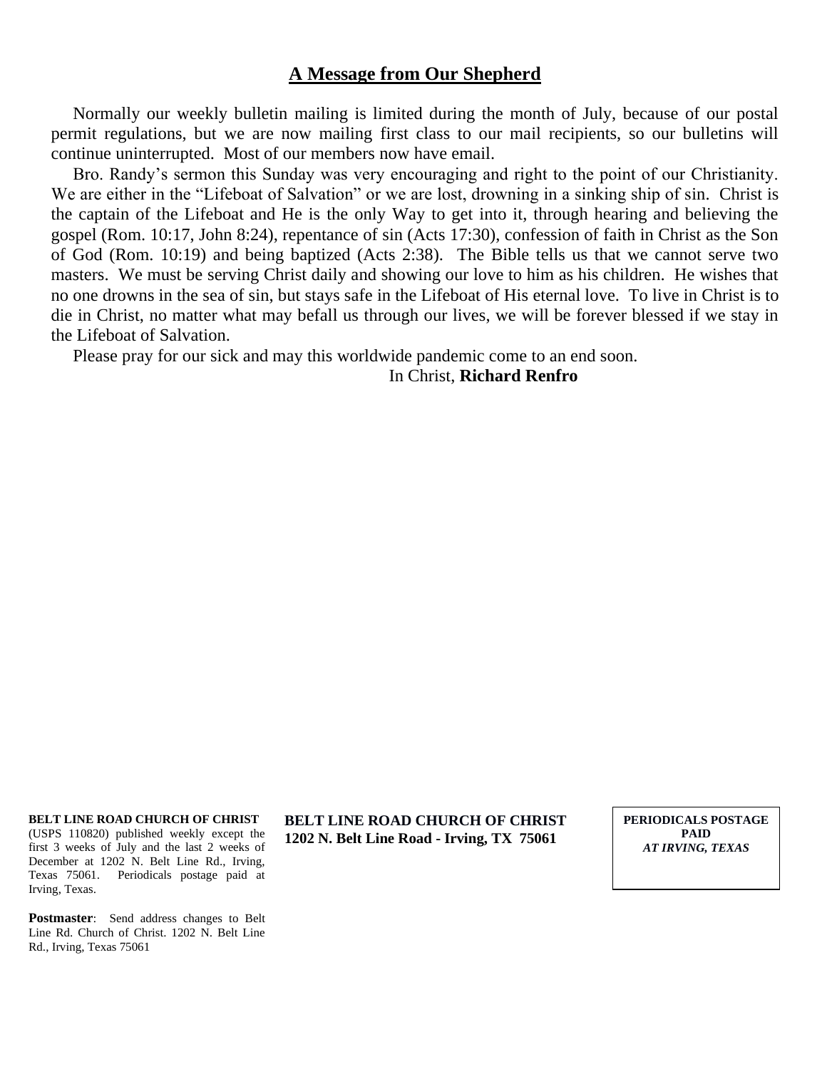## A Message from Our Shepherd

Normally our weekly bulletin mailing is limited during the month of July, because of our postal permit regulations, but we are now mailing first class to our mail recipients, so our bulletins will continue uninterrupted. Most of our members now have email.

Bro. Randy's sermon this Sunday was very encouraging and right to the point of our Christianity. We are either in the "Lifeboat of Salvation" or we are lost, drowning in a sinking ship of sin. Christ is the captain of the Lifeboat and He is the only Way to get into it, through hearing and believing the gospel (Rom. 10:17, John 8:24), repentance of sin (Acts 17:30), confession of faith in Christ as the Son of God (Rom. 10:19) and being baptized (Acts 2:38). The Bible tells us that we cannot serve two masters. We must be serving Christ daily and showing our love to him as his children. He wishes that no one drowns in the sea of sin, but stays safe in the Lifeboat of His eternal love. To live in Christ is to die in Christ, no matter what may befall us through our lives, we will be forever blessed if we stay in the Lifeboat of Salvation.

Please pray for our sick and may this worldwide pandemic come to an end soon.

In Christ, **Richard Renfro**

**BELT LINE ROAD CHURCH OF CHRIST** (USPS 110820) published weekly except the first 3 weeks of July and the last 2 weeks of December at 1202 N. Belt Line Rd., Irving, Texas 75061. Periodicals postage paid at Irving, Texas.

**Postmaster**: Send address changes to Belt Line Rd. Church of Christ. 1202 N. Belt Line Rd., Irving, Texas 75061

**BELT LINE ROAD CHURCH OF CHRIST**
**1202 N. Belt Line Road - Irving, TX 75061**

**PERIODICALS POSTAGE PAID**
***AT IRVING, TEXAS***